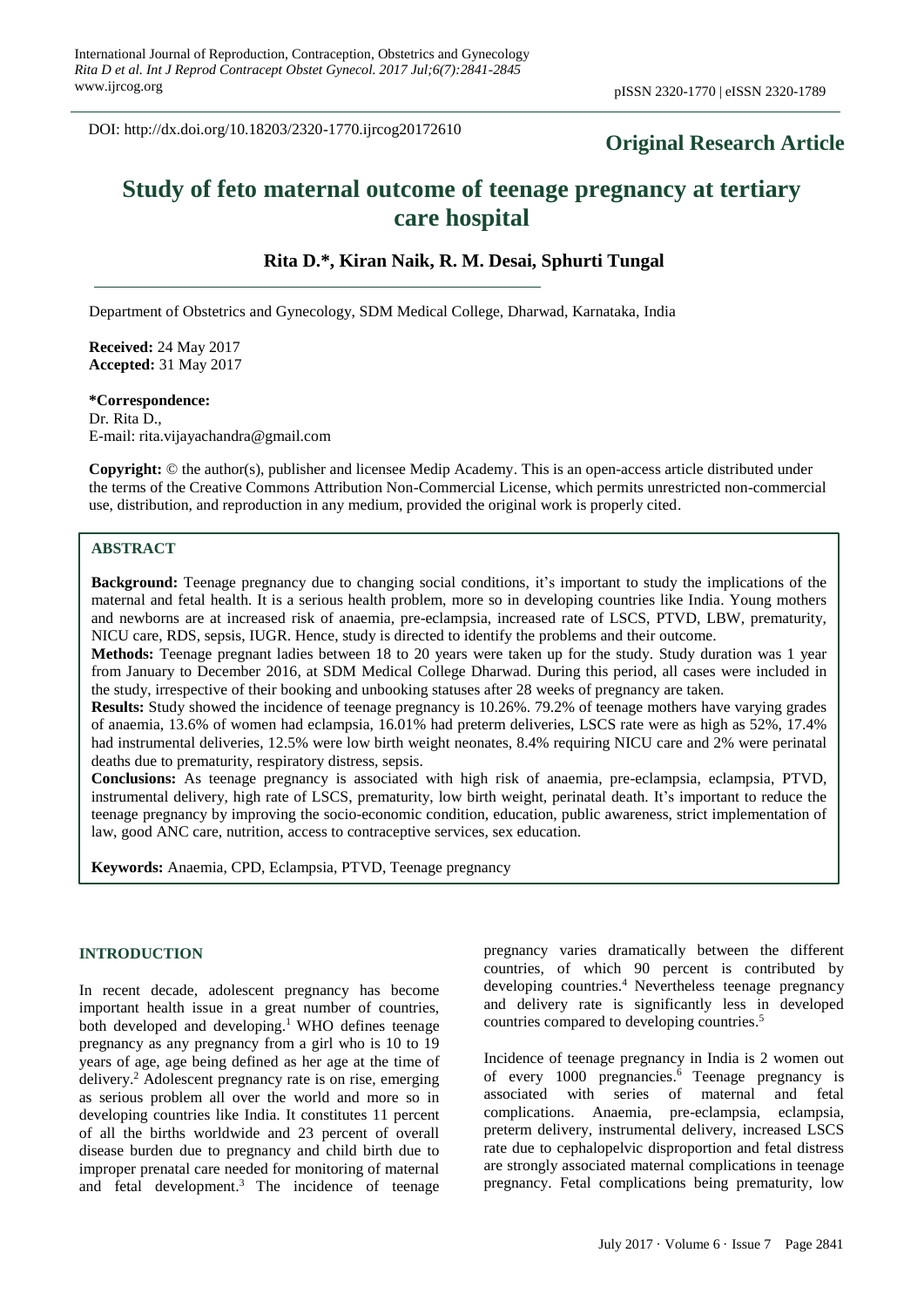International Journal of Reproduction, Contraception, Obstetrics and Gynecology
*Rita D et al. Int J Reprod Contracept Obstet Gynecol. 2017 Jul;6(7):2841-2845*
www.ijrcog.org

pISSN 2320-1770 | eISSN 2320-1789

DOI: http://dx.doi.org/10.18203/2320-1770.ijrcog20172610

**Original Research Article**

# Study of feto maternal outcome of teenage pregnancy at tertiary care hospital

**Rita D.*, Kiran Naik, R. M. Desai, Sphurti Tungal**

Department of Obstetrics and Gynecology, SDM Medical College, Dharwad, Karnataka, India

**Received:** 24 May 2017
**Accepted:** 31 May 2017

**\*Correspondence:**
Dr. Rita D.,
E-mail: rita.vijayachandra@gmail.com

**Copyright:** © the author(s), publisher and licensee Medip Academy. This is an open-access article distributed under the terms of the Creative Commons Attribution Non-Commercial License, which permits unrestricted non-commercial use, distribution, and reproduction in any medium, provided the original work is properly cited.

## ABSTRACT

**Background:** Teenage pregnancy due to changing social conditions, it's important to study the implications of the maternal and fetal health. It is a serious health problem, more so in developing countries like India. Young mothers and newborns are at increased risk of anaemia, pre-eclampsia, increased rate of LSCS, PTVD, LBW, prematurity, NICU care, RDS, sepsis, IUGR. Hence, study is directed to identify the problems and their outcome.

**Methods:** Teenage pregnant ladies between 18 to 20 years were taken up for the study. Study duration was 1 year from January to December 2016, at SDM Medical College Dharwad. During this period, all cases were included in the study, irrespective of their booking and unbooking statuses after 28 weeks of pregnancy are taken.

**Results:** Study showed the incidence of teenage pregnancy is 10.26%. 79.2% of teenage mothers have varying grades of anaemia, 13.6% of women had eclampsia, 16.01% had preterm deliveries, LSCS rate were as high as 52%, 17.4% had instrumental deliveries, 12.5% were low birth weight neonates, 8.4% requiring NICU care and 2% were perinatal deaths due to prematurity, respiratory distress, sepsis.

**Conclusions:** As teenage pregnancy is associated with high risk of anaemia, pre-eclampsia, eclampsia, PTVD, instrumental delivery, high rate of LSCS, prematurity, low birth weight, perinatal death. It's important to reduce the teenage pregnancy by improving the socio-economic condition, education, public awareness, strict implementation of law, good ANC care, nutrition, access to contraceptive services, sex education.

**Keywords:** Anaemia, CPD, Eclampsia, PTVD, Teenage pregnancy

## INTRODUCTION

In recent decade, adolescent pregnancy has become important health issue in a great number of countries, both developed and developing.[1] WHO defines teenage pregnancy as any pregnancy from a girl who is 10 to 19 years of age, age being defined as her age at the time of delivery.[2] Adolescent pregnancy rate is on rise, emerging as serious problem all over the world and more so in developing countries like India. It constitutes 11 percent of all the births worldwide and 23 percent of overall disease burden due to pregnancy and child birth due to improper prenatal care needed for monitoring of maternal and fetal development.[3] The incidence of teenage pregnancy varies dramatically between the different countries, of which 90 percent is contributed by developing countries.[4] Nevertheless teenage pregnancy and delivery rate is significantly less in developed countries compared to developing countries.[5]

Incidence of teenage pregnancy in India is 2 women out of every 1000 pregnancies.[6] Teenage pregnancy is associated with series of maternal and fetal complications. Anaemia, pre-eclampsia, eclampsia, preterm delivery, instrumental delivery, increased LSCS rate due to cephalopelvic disproportion and fetal distress are strongly associated maternal complications in teenage pregnancy. Fetal complications being prematurity, low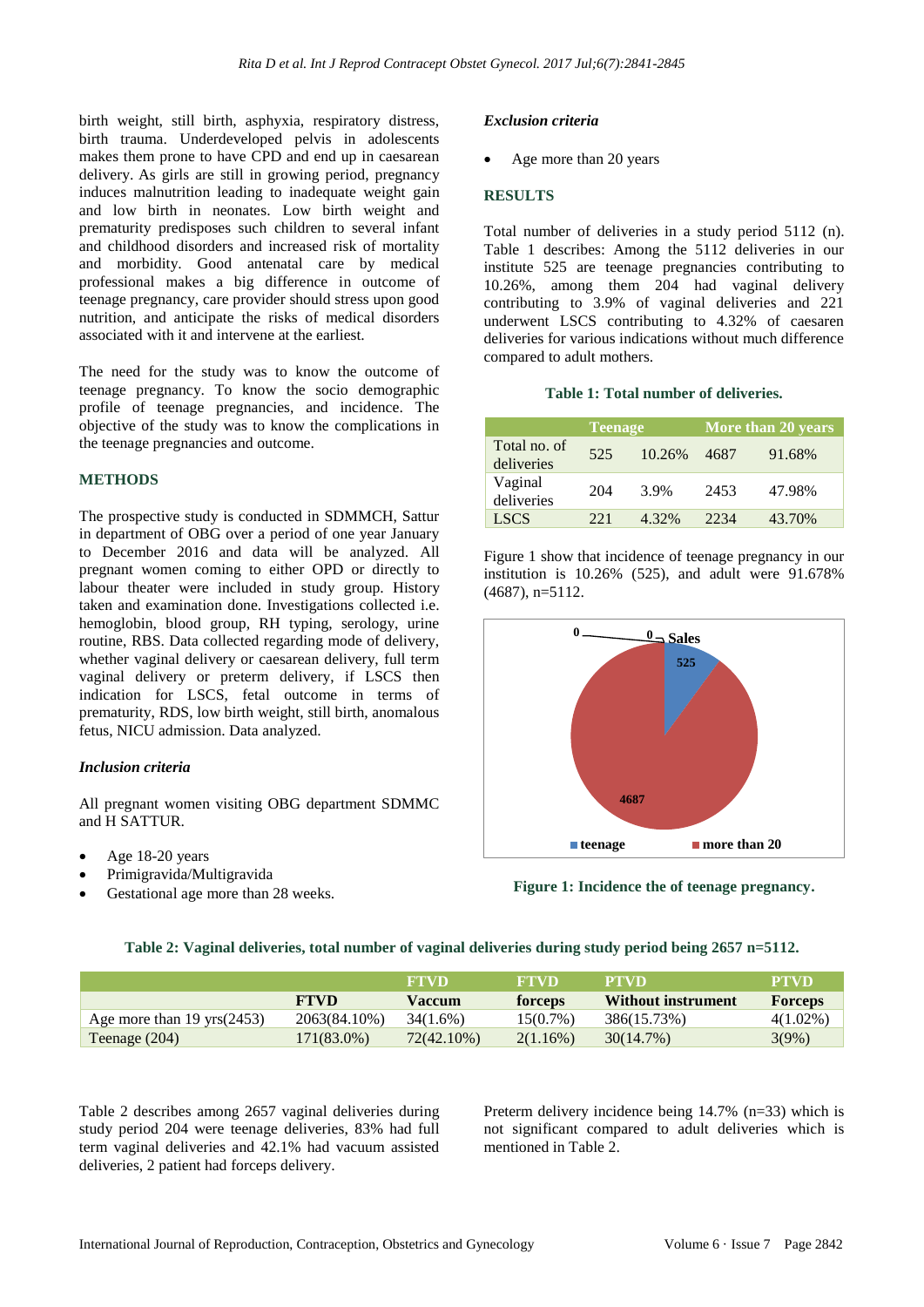birth weight, still birth, asphyxia, respiratory distress, birth trauma. Underdeveloped pelvis in adolescents makes them prone to have CPD and end up in caesarean delivery. As girls are still in growing period, pregnancy induces malnutrition leading to inadequate weight gain and low birth in neonates. Low birth weight and prematurity predisposes such children to several infant and childhood disorders and increased risk of mortality and morbidity. Good antenatal care by medical professional makes a big difference in outcome of teenage pregnancy, care provider should stress upon good nutrition, and anticipate the risks of medical disorders associated with it and intervene at the earliest.

The need for the study was to know the outcome of teenage pregnancy. To know the socio demographic profile of teenage pregnancies, and incidence. The objective of the study was to know the complications in the teenage pregnancies and outcome.

## METHODS

The prospective study is conducted in SDMMCH, Sattur in department of OBG over a period of one year January to December 2016 and data will be analyzed. All pregnant women coming to either OPD or directly to labour theater were included in study group. History taken and examination done. Investigations collected i.e. hemoglobin, blood group, RH typing, serology, urine routine, RBS. Data collected regarding mode of delivery, whether vaginal delivery or caesarean delivery, full term vaginal delivery or preterm delivery, if LSCS then indication for LSCS, fetal outcome in terms of prematurity, RDS, low birth weight, still birth, anomalous fetus, NICU admission. Data analyzed.

### *Inclusion criteria*

All pregnant women visiting OBG department SDMMC and H SATTUR.

- Age 18-20 years
- Primigravida/Multigravida
- Gestational age more than 28 weeks.

### *Exclusion criteria*

- Age more than 20 years

## RESULTS

Total number of deliveries in a study period 5112 (n). Table 1 describes: Among the 5112 deliveries in our institute 525 are teenage pregnancies contributing to 10.26%, among them 204 had vaginal delivery contributing to 3.9% of vaginal deliveries and 221 underwent LSCS contributing to 4.32% of caesaren deliveries for various indications without much difference compared to adult mothers.

**Table 1: Total number of deliveries.**

| | Teenage | | More than 20 years | |
|---|---|---|---|---|
| Total no. of deliveries | 525 | 10.26% | 4687 | 91.68% |
| Vaginal deliveries | 204 | 3.9% | 2453 | 47.98% |
| LSCS | 221 | 4.32% | 2234 | 43.70% |

Figure 1 show that incidence of teenage pregnancy in our institution is 10.26% (525), and adult were 91.678% (4687), n=5112.

0
0
Sales
525
4687
teenage
more than 20

**Figure 1: Incidence the of teenage pregnancy.**

**Table 2: Vaginal deliveries, total number of vaginal deliveries during study period being 2657 n=5112.**

| | FTVD | FTVD Vaccum | FTVD forceps | PTVD Without instrument | PTVD Forceps |
|---|---|---|---|---|---|
| Age more than 19 yrs(2453) | 2063(84.10%) | 34(1.6%) | 15(0.7%) | 386(15.73%) | 4(1.02%) |
| Teenage (204) | 171(83.0%) | 72(42.10%) | 2(1.16%) | 30(14.7%) | 3(9%) |

Table 2 describes among 2657 vaginal deliveries during study period 204 were teenage deliveries, 83% had full term vaginal deliveries and 42.1% had vacuum assisted deliveries, 2 patient had forceps delivery.

Preterm delivery incidence being 14.7% (n=33) which is not significant compared to adult deliveries which is mentioned in Table 2.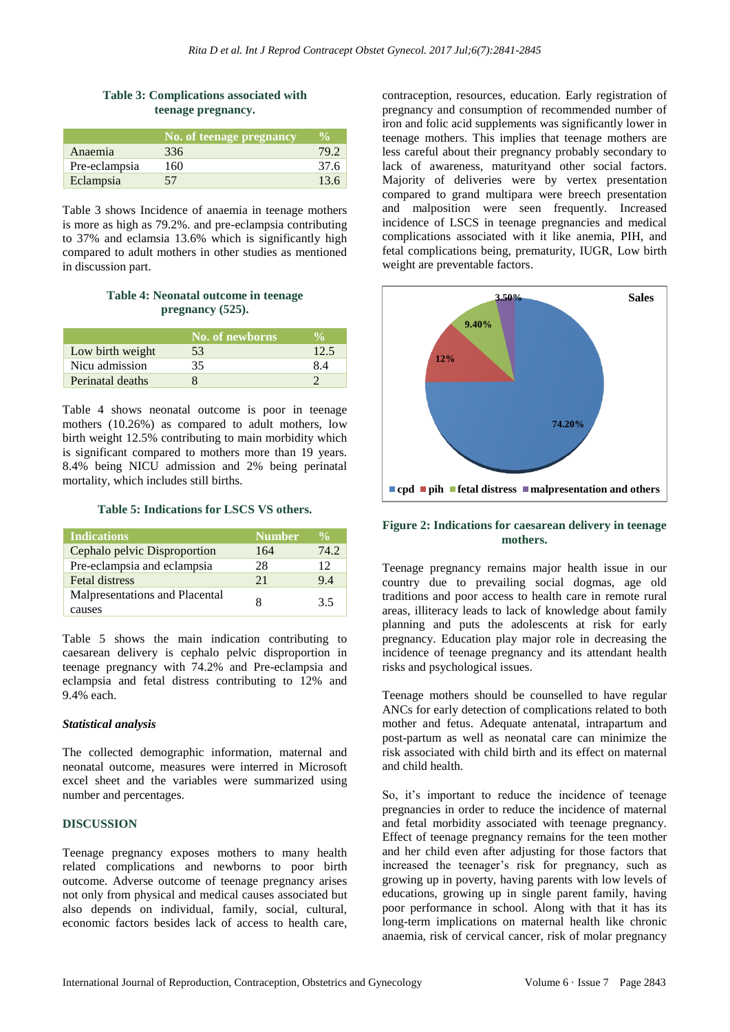**Table 3: Complications associated with teenage pregnancy.**

| | No. of teenage pregnancy | % |
|---|---|---|
| Anaemia | 336 | 79.2 |
| Pre-eclampsia | 160 | 37.6 |
| Eclampsia | 57 | 13.6 |

Table 3 shows Incidence of anaemia in teenage mothers is more as high as 79.2%. and pre-eclampsia contributing to 37% and eclamsia 13.6% which is significantly high compared to adult mothers in other studies as mentioned in discussion part.

**Table 4: Neonatal outcome in teenage pregnancy (525).**

| | No. of newborns | % |
|---|---|---|
| Low birth weight | 53 | 12.5 |
| Nicu admission | 35 | 8.4 |
| Perinatal deaths | 8 | 2 |

Table 4 shows neonatal outcome is poor in teenage mothers (10.26%) as compared to adult mothers, low birth weight 12.5% contributing to main morbidity which is significant compared to mothers more than 19 years. 8.4% being NICU admission and 2% being perinatal mortality, which includes still births.

**Table 5: Indications for LSCS VS others.**

| Indications | Number | % |
|---|---|---|
| Cephalo pelvic Disproportion | 164 | 74.2 |
| Pre-eclampsia and eclampsia | 28 | 12 |
| Fetal distress | 21 | 9.4 |
| Malpresentations and Placental causes | 8 | 3.5 |

Table 5 shows the main indication contributing to caesarean delivery is cephalo pelvic disproportion in teenage pregnancy with 74.2% and Pre-eclampsia and eclampsia and fetal distress contributing to 12% and 9.4% each.

*Statistical analysis*

The collected demographic information, maternal and neonatal outcome, measures were interred in Microsoft excel sheet and the variables were summarized using number and percentages.

## DISCUSSION

Teenage pregnancy exposes mothers to many health related complications and newborns to poor birth outcome. Adverse outcome of teenage pregnancy arises not only from physical and medical causes associated but also depends on individual, family, social, cultural, economic factors besides lack of access to health care, contraception, resources, education. Early registration of pregnancy and consumption of recommended number of iron and folic acid supplements was significantly lower in teenage mothers. This implies that teenage mothers are less careful about their pregnancy probably secondary to lack of awareness, maturityand other social factors. Majority of deliveries were by vertex presentation compared to grand multipara were breech presentation and malposition were seen frequently. Increased incidence of LSCS in teenage pregnancies and medical complications associated with it like anemia, PIH, and fetal complications being, prematurity, IUGR, Low birth weight are preventable factors.

Sales

3.50%

9.40%

12%

74.20%

cpd pih fetal distress malpresentation and others

**Figure 2: Indications for caesarean delivery in teenage mothers.**

Teenage pregnancy remains major health issue in our country due to prevailing social dogmas, age old traditions and poor access to health care in remote rural areas, illiteracy leads to lack of knowledge about family planning and puts the adolescents at risk for early pregnancy. Education play major role in decreasing the incidence of teenage pregnancy and its attendant health risks and psychological issues.

Teenage mothers should be counselled to have regular ANCs for early detection of complications related to both mother and fetus. Adequate antenatal, intrapartum and post-partum as well as neonatal care can minimize the risk associated with child birth and its effect on maternal and child health.

So, it's important to reduce the incidence of teenage pregnancies in order to reduce the incidence of maternal and fetal morbidity associated with teenage pregnancy. Effect of teenage pregnancy remains for the teen mother and her child even after adjusting for those factors that increased the teenager's risk for pregnancy, such as growing up in poverty, having parents with low levels of educations, growing up in single parent family, having poor performance in school. Along with that it has its long-term implications on maternal health like chronic anaemia, risk of cervical cancer, risk of molar pregnancy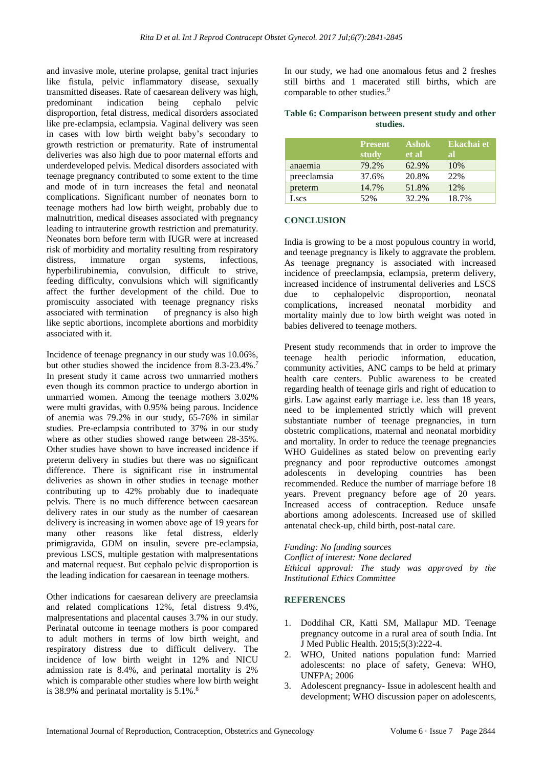and invasive mole, uterine prolapse, genital tract injuries like fistula, pelvic inflammatory disease, sexually transmitted diseases. Rate of caesarean delivery was high, predominant indication being cephalo pelvic disproportion, fetal distress, medical disorders associated like pre-eclampsia, eclampsia. Vaginal delivery was seen in cases with low birth weight baby's secondary to growth restriction or prematurity. Rate of instrumental deliveries was also high due to poor maternal efforts and underdeveloped pelvis. Medical disorders associated with teenage pregnancy contributed to some extent to the time and mode of in turn increases the fetal and neonatal complications. Significant number of neonates born to teenage mothers had low birth weight, probably due to malnutrition, medical diseases associated with pregnancy leading to intrauterine growth restriction and prematurity. Neonates born before term with IUGR were at increased risk of morbidity and mortality resulting from respiratory distress, immature organ systems, infections, hyperbilirubinemia, convulsion, difficult to strive, feeding difficulty, convulsions which will significantly affect the further development of the child. Due to promiscuity associated with teenage pregnancy risks associated with termination of pregnancy is also high like septic abortions, incomplete abortions and morbidity associated with it.

Incidence of teenage pregnancy in our study was 10.06%, but other studies showed the incidence from 8.3-23.4%.[7] In present study it came across two unmarried mothers even though its common practice to undergo abortion in unmarried women. Among the teenage mothers 3.02% were multi gravidas, with 0.95% being parous. Incidence of anemia was 79.2% in our study, 65-76% in similar studies. Pre-eclampsia contributed to 37% in our study where as other studies showed range between 28-35%. Other studies have shown to have increased incidence if preterm delivery in studies but there was no significant difference. There is significant rise in instrumental deliveries as shown in other studies in teenage mother contributing up to 42% probably due to inadequate pelvis. There is no much difference between caesarean delivery rates in our study as the number of caesarean delivery is increasing in women above age of 19 years for many other reasons like fetal distress, elderly primigravida, GDM on insulin, severe pre-eclampsia, previous LSCS, multiple gestation with malpresentations and maternal request. But cephalo pelvic disproportion is the leading indication for caesarean in teenage mothers.

Other indications for caesarean delivery are preeclamsia and related complications 12%, fetal distress 9.4%, malpresentations and placental causes 3.7% in our study. Perinatal outcome in teenage mothers is poor compared to adult mothers in terms of low birth weight, and respiratory distress due to difficult delivery. The incidence of low birth weight in 12% and NICU admission rate is 8.4%, and perinatal mortality is 2% which is comparable other studies where low birth weight is 38.9% and perinatal mortality is 5.1%.[8]

In our study, we had one anomalous fetus and 2 freshes still births and 1 macerated still births, which are comparable to other studies.[9]

**Table 6: Comparison between present study and other studies.**

| | Present study | Ashok et al | Ekachai et al |
|---|---|---|---|
| anaemia | 79.2% | 62.9% | 10% |
| preeclamsia | 37.6% | 20.8% | 22% |
| preterm | 14.7% | 51.8% | 12% |
| Lscs | 52% | 32.2% | 18.7% |

## CONCLUSION

India is growing to be a most populous country in world, and teenage pregnancy is likely to aggravate the problem. As teenage pregnancy is associated with increased incidence of preeclampsia, eclampsia, preterm delivery, increased incidence of instrumental deliveries and LSCS due to cephalopelvic disproportion, neonatal complications, increased neonatal morbidity and mortality mainly due to low birth weight was noted in babies delivered to teenage mothers.

Present study recommends that in order to improve the teenage health periodic information, education, community activities, ANC camps to be held at primary health care centers. Public awareness to be created regarding health of teenage girls and right of education to girls. Law against early marriage i.e. less than 18 years, need to be implemented strictly which will prevent substantiate number of teenage pregnancies, in turn obstetric complications, maternal and neonatal morbidity and mortality. In order to reduce the teenage pregnancies WHO Guidelines as stated below on preventing early pregnancy and poor reproductive outcomes amongst adolescents in developing countries has been recommended. Reduce the number of marriage before 18 years. Prevent pregnancy before age of 20 years. Increased access of contraception. Reduce unsafe abortions among adolescents. Increased use of skilled antenatal check-up, child birth, post-natal care.

*Funding: No funding sources*
*Conflict of interest: None declared*
*Ethical approval: The study was approved by the Institutional Ethics Committee*

## REFERENCES

1. Doddihal CR, Katti SM, Mallapur MD. Teenage pregnancy outcome in a rural area of south India. Int J Med Public Health. 2015;5(3):222-4.
2. WHO, United nations population fund: Married adolescents: no place of safety, Geneva: WHO, UNFPA; 2006
3. Adolescent pregnancy- Issue in adolescent health and development; WHO discussion paper on adolescents,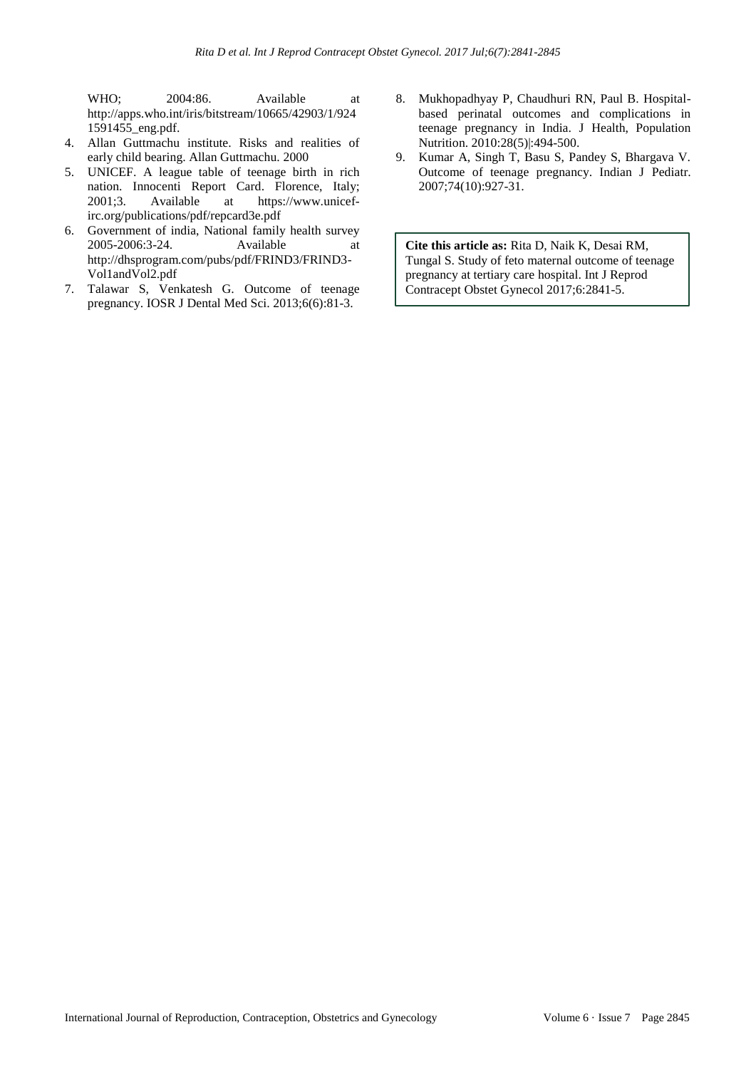WHO; 2004:86. Available at http://apps.who.int/iris/bitstream/10665/42903/1/9241591455_eng.pdf.

4. Allan Guttmachu institute. Risks and realities of early child bearing. Allan Guttmachu. 2000
5. UNICEF. A league table of teenage birth in rich nation. Innocenti Report Card. Florence, Italy; 2001;3. Available at https://www.unicef-irc.org/publications/pdf/repcard3e.pdf
6. Government of india, National family health survey 2005-2006:3-24. Available at http://dhsprogram.com/pubs/pdf/FRIND3/FRIND3-Vol1andVol2.pdf
7. Talawar S, Venkatesh G. Outcome of teenage pregnancy. IOSR J Dental Med Sci. 2013;6(6):81-3.
8. Mukhopadhyay P, Chaudhuri RN, Paul B. Hospital-based perinatal outcomes and complications in teenage pregnancy in India. J Health, Population Nutrition. 2010:28(5)|:494-500.
9. Kumar A, Singh T, Basu S, Pandey S, Bhargava V. Outcome of teenage pregnancy. Indian J Pediatr. 2007;74(10):927-31.

**Cite this article as:** Rita D, Naik K, Desai RM, Tungal S. Study of feto maternal outcome of teenage pregnancy at tertiary care hospital. Int J Reprod Contracept Obstet Gynecol 2017;6:2841-5.